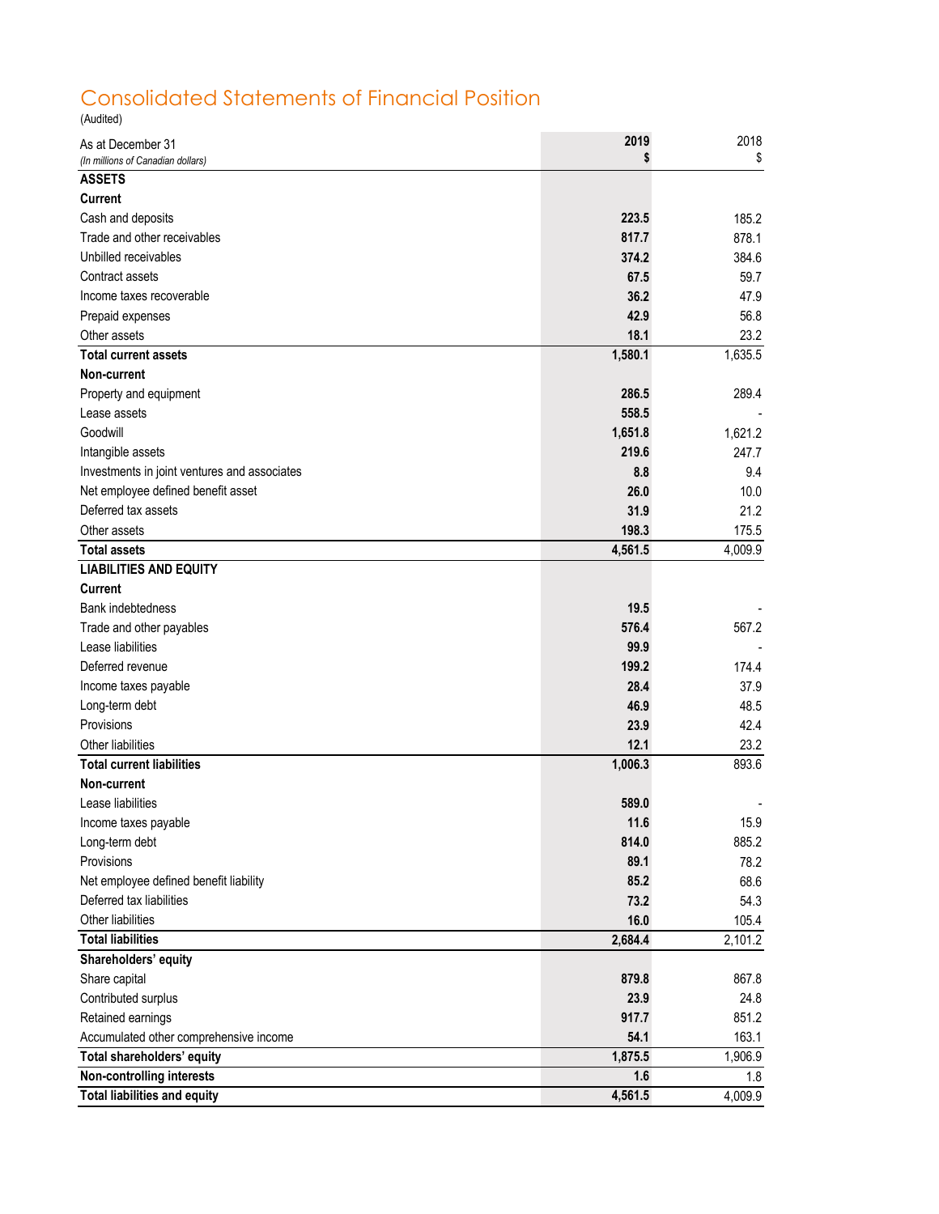# Consolidated Statements of Financial Position

(Audited)

| As at December 31<br>*(In millions of Canadian dollars)* | **2019**<br>**$** | 2018<br>$ |
|---|---|---|
| **ASSETS** | | |
| **Current** | | |
| Cash and deposits | **223.5** | 185.2 |
| Trade and other receivables | **817.7** | 878.1 |
| Unbilled receivables | **374.2** | 384.6 |
| Contract assets | **67.5** | 59.7 |
| Income taxes recoverable | **36.2** | 47.9 |
| Prepaid expenses | **42.9** | 56.8 |
| Other assets | **18.1** | 23.2 |
| **Total current assets** | **1,580.1** | 1,635.5 |
| **Non-current** | | |
| Property and equipment | **286.5** | 289.4 |
| Lease assets | **558.5** | - |
| Goodwill | **1,651.8** | 1,621.2 |
| Intangible assets | **219.6** | 247.7 |
| Investments in joint ventures and associates | **8.8** | 9.4 |
| Net employee defined benefit asset | **26.0** | 10.0 |
| Deferred tax assets | **31.9** | 21.2 |
| Other assets | **198.3** | 175.5 |
| **Total assets** | **4,561.5** | 4,009.9 |
| **LIABILITIES AND EQUITY** | | |
| **Current** | | |
| Bank indebtedness | **19.5** | - |
| Trade and other payables | **576.4** | 567.2 |
| Lease liabilities | **99.9** | - |
| Deferred revenue | **199.2** | 174.4 |
| Income taxes payable | **28.4** | 37.9 |
| Long-term debt | **46.9** | 48.5 |
| Provisions | **23.9** | 42.4 |
| Other liabilities | **12.1** | 23.2 |
| **Total current liabilities** | **1,006.3** | 893.6 |
| **Non-current** | | |
| Lease liabilities | **589.0** | - |
| Income taxes payable | **11.6** | 15.9 |
| Long-term debt | **814.0** | 885.2 |
| Provisions | **89.1** | 78.2 |
| Net employee defined benefit liability | **85.2** | 68.6 |
| Deferred tax liabilities | **73.2** | 54.3 |
| Other liabilities | **16.0** | 105.4 |
| **Total liabilities** | **2,684.4** | 2,101.2 |
| **Shareholders' equity** | | |
| Share capital | **879.8** | 867.8 |
| Contributed surplus | **23.9** | 24.8 |
| Retained earnings | **917.7** | 851.2 |
| Accumulated other comprehensive income | **54.1** | 163.1 |
| **Total shareholders' equity** | **1,875.5** | 1,906.9 |
| **Non-controlling interests** | **1.6** | 1.8 |
| **Total liabilities and equity** | **4,561.5** | 4,009.9 |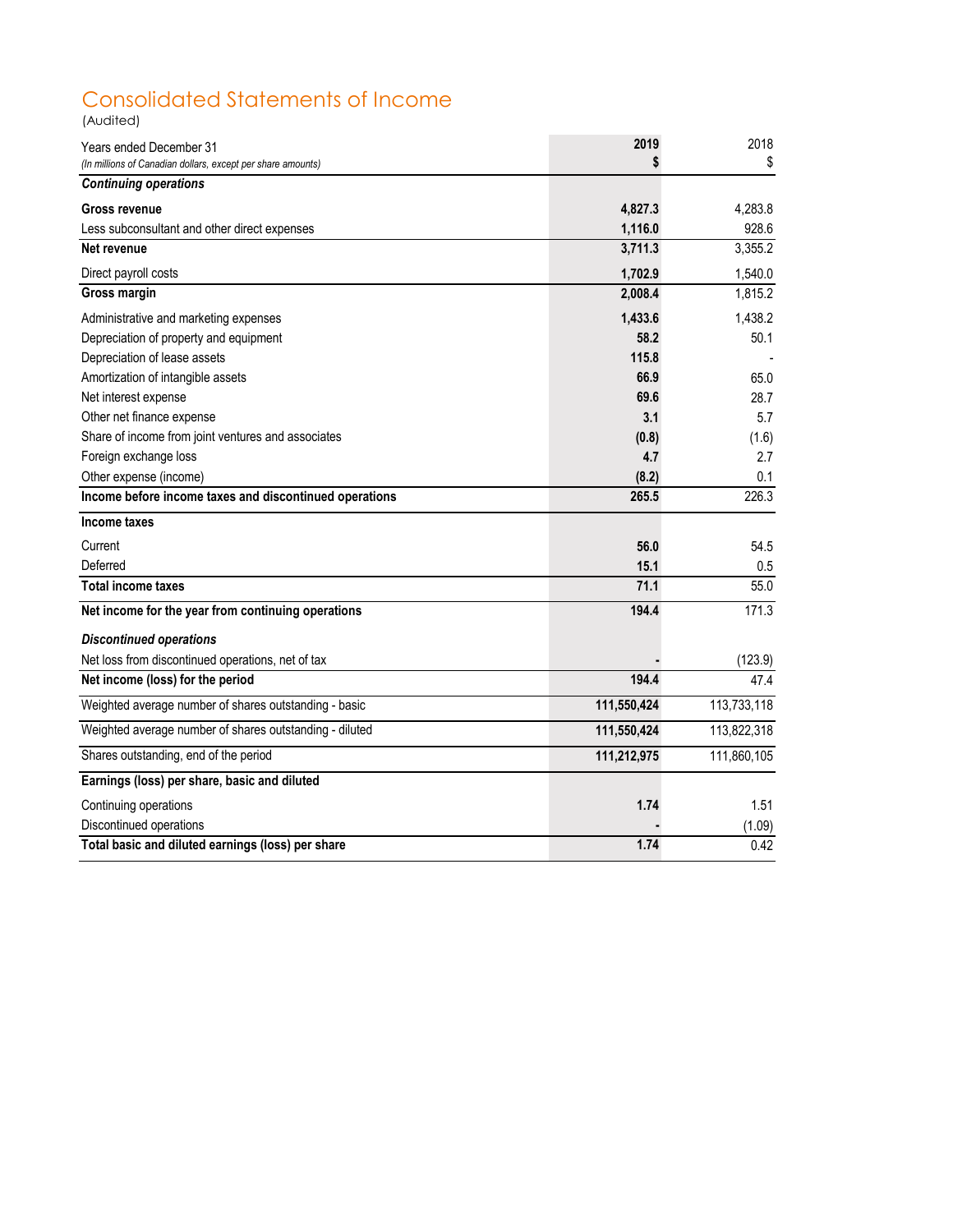# Consolidated Statements of Income

(Audited)

| Years ended December 31<br>*(In millions of Canadian dollars, except per share amounts)* | **2019**<br>**$** | 2018<br>$ |
|---|---|---|
| ***Continuing operations*** | | |
| **Gross revenue** | **4,827.3** | 4,283.8 |
| Less subconsultant and other direct expenses | **1,116.0** | 928.6 |
| **Net revenue** | **3,711.3** | 3,355.2 |
| Direct payroll costs | **1,702.9** | 1,540.0 |
| **Gross margin** | **2,008.4** | 1,815.2 |
| Administrative and marketing expenses | **1,433.6** | 1,438.2 |
| Depreciation of property and equipment | **58.2** | 50.1 |
| Depreciation of lease assets | **115.8** | - |
| Amortization of intangible assets | **66.9** | 65.0 |
| Net interest expense | **69.6** | 28.7 |
| Other net finance expense | **3.1** | 5.7 |
| Share of income from joint ventures and associates | **(0.8)** | (1.6) |
| Foreign exchange loss | **4.7** | 2.7 |
| Other expense (income) | **(8.2)** | 0.1 |
| **Income before income taxes and discontinued operations** | **265.5** | 226.3 |
| **Income taxes** | | |
| Current | **56.0** | 54.5 |
| Deferred | **15.1** | 0.5 |
| **Total income taxes** | **71.1** | 55.0 |
| **Net income for the year from continuing operations** | **194.4** | 171.3 |
| ***Discontinued operations*** | | |
| Net loss from discontinued operations, net of tax | **-** | (123.9) |
| **Net income (loss) for the period** | **194.4** | 47.4 |
| Weighted average number of shares outstanding - basic | **111,550,424** | 113,733,118 |
| Weighted average number of shares outstanding - diluted | **111,550,424** | 113,822,318 |
| Shares outstanding, end of the period | **111,212,975** | 111,860,105 |
| **Earnings (loss) per share, basic and diluted** | | |
| Continuing operations | **1.74** | 1.51 |
| Discontinued operations | **-** | (1.09) |
| **Total basic and diluted earnings (loss) per share** | **1.74** | 0.42 |